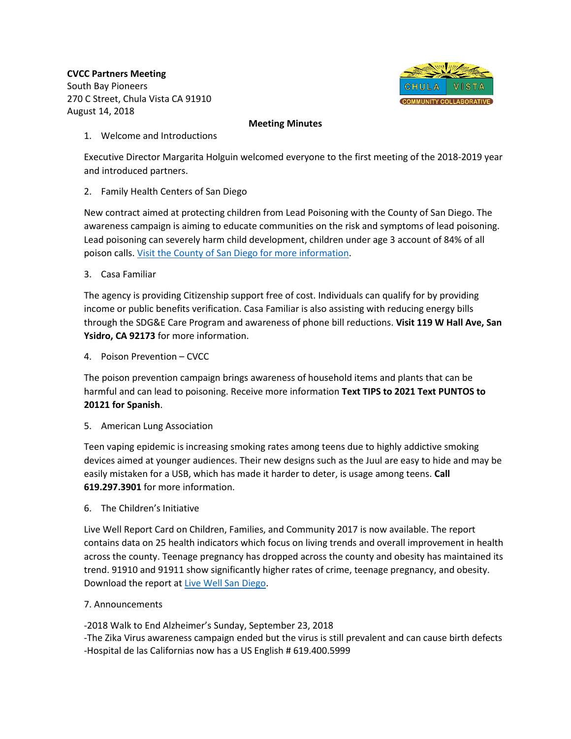**CVCC Partners Meeting**
South Bay Pioneers
270 C Street, Chula Vista CA 91910
August 14, 2018

CHULA VISTA COMMUNITY COLLABORATIVE

**Meeting Minutes**

1. Welcome and Introductions

Executive Director Margarita Holguin welcomed everyone to the first meeting of the 2018-2019 year and introduced partners.

2. Family Health Centers of San Diego

New contract aimed at protecting children from Lead Poisoning with the County of San Diego. The awareness campaign is aiming to educate communities on the risk and symptoms of lead poisoning. Lead poisoning can severely harm child development, children under age 3 account of 84% of all poison calls. Visit the County of San Diego for more information.

3. Casa Familiar

The agency is providing Citizenship support free of cost. Individuals can qualify for by providing income or public benefits verification. Casa Familiar is also assisting with reducing energy bills through the SDG&E Care Program and awareness of phone bill reductions. **Visit 119 W Hall Ave, San Ysidro, CA 92173** for more information.

4. Poison Prevention – CVCC

The poison prevention campaign brings awareness of household items and plants that can be harmful and can lead to poisoning. Receive more information **Text TIPS to 2021 Text PUNTOS to 20121 for Spanish**.

5. American Lung Association

Teen vaping epidemic is increasing smoking rates among teens due to highly addictive smoking devices aimed at younger audiences. Their new designs such as the Juul are easy to hide and may be easily mistaken for a USB, which has made it harder to deter, is usage among teens. **Call 619.297.3901** for more information.

6. The Children's Initiative

Live Well Report Card on Children, Families, and Community 2017 is now available. The report contains data on 25 health indicators which focus on living trends and overall improvement in health across the county. Teenage pregnancy has dropped across the county and obesity has maintained its trend. 91910 and 91911 show significantly higher rates of crime, teenage pregnancy, and obesity. Download the report at Live Well San Diego.

7. Announcements

-2018 Walk to End Alzheimer's Sunday, September 23, 2018
-The Zika Virus awareness campaign ended but the virus is still prevalent and can cause birth defects
-Hospital de las Californias now has a US English # 619.400.5999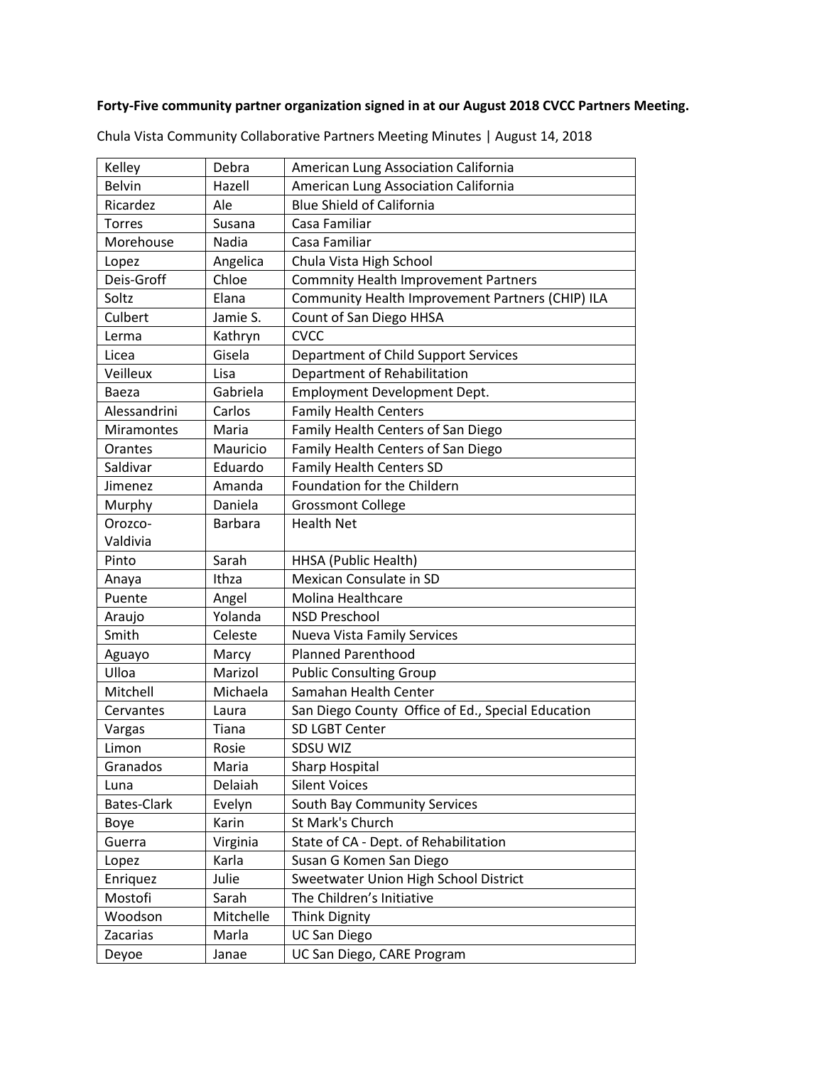**Forty-Five community partner organization signed in at our August 2018 CVCC Partners Meeting.**

Chula Vista Community Collaborative Partners Meeting Minutes | August 14, 2018

| | | |
|---|---|---|
| Kelley | Debra | American Lung Association California |
| Belvin | Hazell | American Lung Association California |
| Ricardez | Ale | Blue Shield of California |
| Torres | Susana | Casa Familiar |
| Morehouse | Nadia | Casa Familiar |
| Lopez | Angelica | Chula Vista High School |
| Deis-Groff | Chloe | Commnity Health Improvement Partners |
| Soltz | Elana | Community Health Improvement Partners (CHIP) ILA |
| Culbert | Jamie S. | Count of San Diego HHSA |
| Lerma | Kathryn | CVCC |
| Licea | Gisela | Department of Child Support Services |
| Veilleux | Lisa | Department of Rehabilitation |
| Baeza | Gabriela | Employment Development Dept. |
| Alessandrini | Carlos | Family Health Centers |
| Miramontes | Maria | Family Health Centers of San Diego |
| Orantes | Mauricio | Family Health Centers of San Diego |
| Saldivar | Eduardo | Family Health Centers SD |
| Jimenez | Amanda | Foundation for the Childern |
| Murphy | Daniela | Grossmont College |
| Orozco-Valdivia | Barbara | Health Net |
| Pinto | Sarah | HHSA (Public Health) |
| Anaya | Ithza | Mexican Consulate in SD |
| Puente | Angel | Molina Healthcare |
| Araujo | Yolanda | NSD Preschool |
| Smith | Celeste | Nueva Vista Family Services |
| Aguayo | Marcy | Planned Parenthood |
| Ulloa | Marizol | Public Consulting Group |
| Mitchell | Michaela | Samahan Health Center |
| Cervantes | Laura | San Diego County Office of Ed., Special Education |
| Vargas | Tiana | SD LGBT Center |
| Limon | Rosie | SDSU WIZ |
| Granados | Maria | Sharp Hospital |
| Luna | Delaiah | Silent Voices |
| Bates-Clark | Evelyn | South Bay Community Services |
| Boye | Karin | St Mark's Church |
| Guerra | Virginia | State of CA - Dept. of Rehabilitation |
| Lopez | Karla | Susan G Komen San Diego |
| Enriquez | Julie | Sweetwater Union High School District |
| Mostofi | Sarah | The Children's Initiative |
| Woodson | Mitchelle | Think Dignity |
| Zacarias | Marla | UC San Diego |
| Deyoe | Janae | UC San Diego, CARE Program |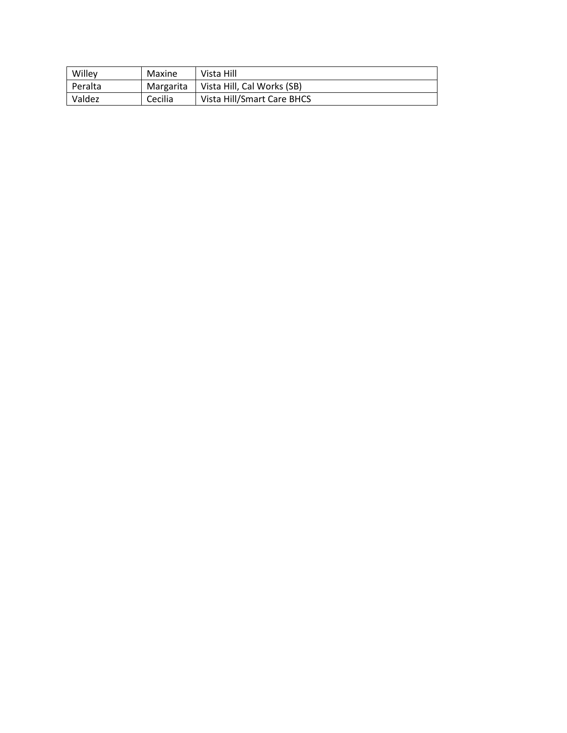| | | |
|---|---|---|
| Willey | Maxine | Vista Hill |
| Peralta | Margarita | Vista Hill, Cal Works (SB) |
| Valdez | Cecilia | Vista Hill/Smart Care BHCS |